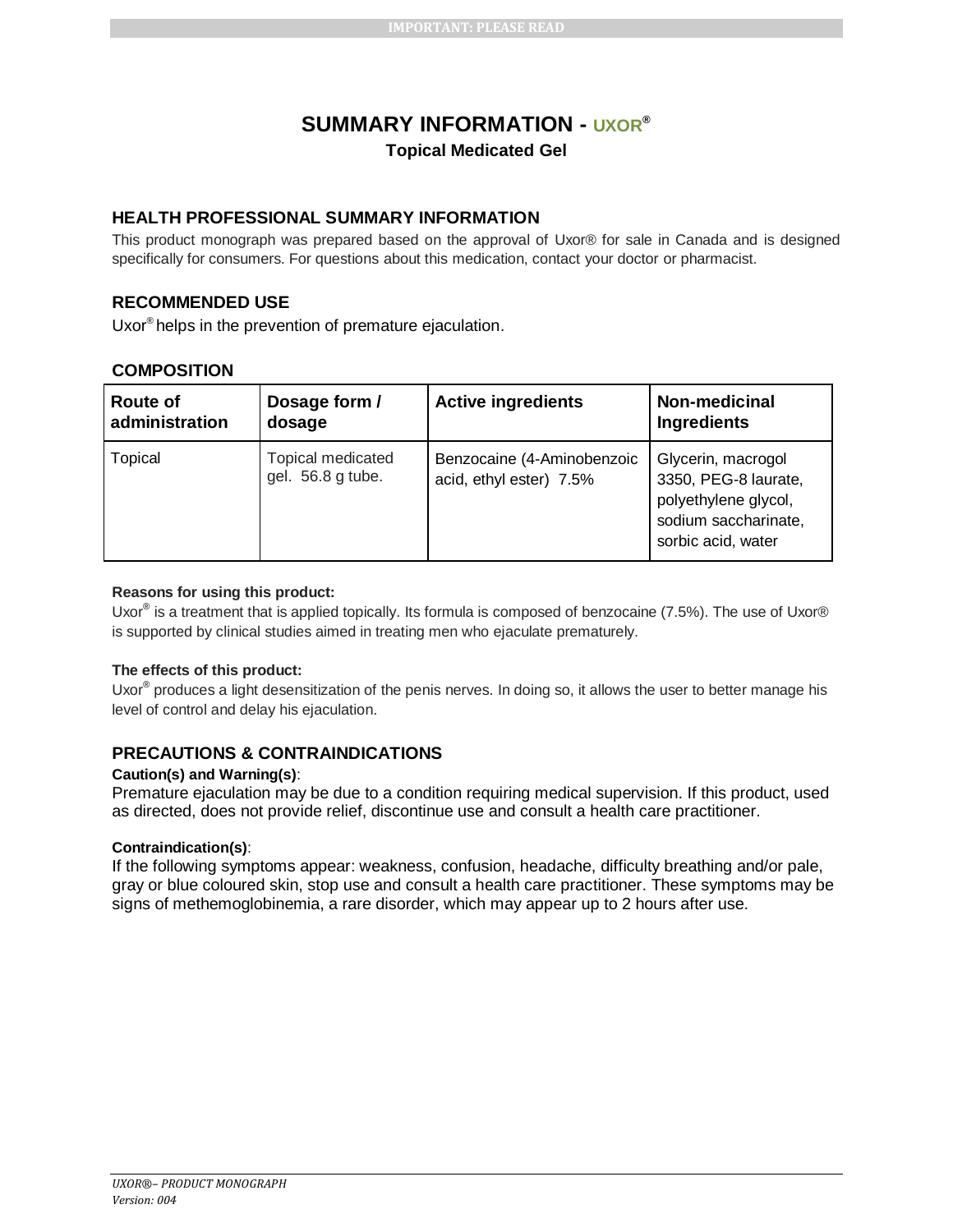IMPORTANT: PLEASE READ

# SUMMARY INFORMATION - UXOR®

**Topical Medicated Gel**

## HEALTH PROFESSIONAL SUMMARY INFORMATION

This product monograph was prepared based on the approval of Uxor® for sale in Canada and is designed specifically for consumers. For questions about this medication, contact your doctor or pharmacist.

## RECOMMENDED USE

Uxor® helps in the prevention of premature ejaculation.

## COMPOSITION

| Route of administration | Dosage form / dosage | Active ingredients | Non-medicinal Ingredients |
|---|---|---|---|
| Topical | Topical medicated gel. 56.8 g tube. | Benzocaine (4-Aminobenzoic acid, ethyl ester) 7.5% | Glycerin, macrogol 3350, PEG-8 laurate, polyethylene glycol, sodium saccharinate, sorbic acid, water |

**Reasons for using this product:**

Uxor® is a treatment that is applied topically. Its formula is composed of benzocaine (7.5%). The use of Uxor® is supported by clinical studies aimed in treating men who ejaculate prematurely.

**The effects of this product:**

Uxor® produces a light desensitization of the penis nerves. In doing so, it allows the user to better manage his level of control and delay his ejaculation.

## PRECAUTIONS & CONTRAINDICATIONS

**Caution(s) and Warning(s)**:

Premature ejaculation may be due to a condition requiring medical supervision. If this product, used as directed, does not provide relief, discontinue use and consult a health care practitioner.

**Contraindication(s)**:

If the following symptoms appear: weakness, confusion, headache, difficulty breathing and/or pale, gray or blue coloured skin, stop use and consult a health care practitioner. These symptoms may be signs of methemoglobinemia, a rare disorder, which may appear up to 2 hours after use.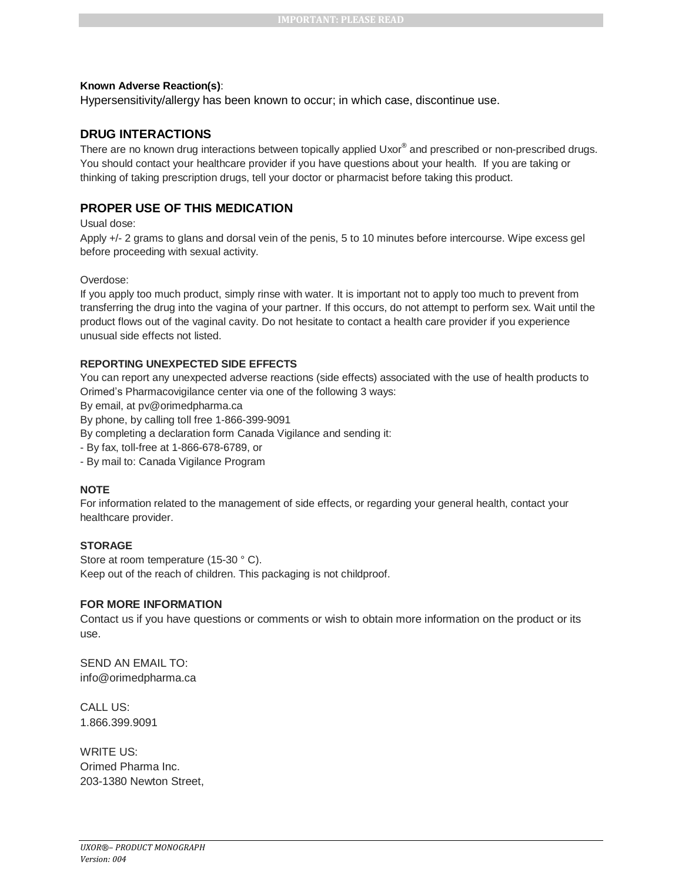**Known Adverse Reaction(s)**:
Hypersensitivity/allergy has been known to occur; in which case, discontinue use.

## DRUG INTERACTIONS

There are no known drug interactions between topically applied Uxor® and prescribed or non-prescribed drugs. You should contact your healthcare provider if you have questions about your health. If you are taking or thinking of taking prescription drugs, tell your doctor or pharmacist before taking this product.

## PROPER USE OF THIS MEDICATION

Usual dose:
Apply +/- 2 grams to glans and dorsal vein of the penis, 5 to 10 minutes before intercourse. Wipe excess gel before proceeding with sexual activity.

Overdose:
If you apply too much product, simply rinse with water. It is important not to apply too much to prevent from transferring the drug into the vagina of your partner. If this occurs, do not attempt to perform sex. Wait until the product flows out of the vaginal cavity. Do not hesitate to contact a health care provider if you experience unusual side effects not listed.

### REPORTING UNEXPECTED SIDE EFFECTS

You can report any unexpected adverse reactions (side effects) associated with the use of health products to Orimed's Pharmacovigilance center via one of the following 3 ways:
By email, at pv@orimedpharma.ca
By phone, by calling toll free 1-866-399-9091
By completing a declaration form Canada Vigilance and sending it:
- By fax, toll-free at 1-866-678-6789, or
- By mail to: Canada Vigilance Program

### NOTE

For information related to the management of side effects, or regarding your general health, contact your healthcare provider.

### STORAGE

Store at room temperature (15-30 ° C).
Keep out of the reach of children. This packaging is not childproof.

### FOR MORE INFORMATION

Contact us if you have questions or comments or wish to obtain more information on the product or its use.

SEND AN EMAIL TO:
info@orimedpharma.ca

CALL US:
1.866.399.9091

WRITE US:
Orimed Pharma Inc.
203-1380 Newton Street,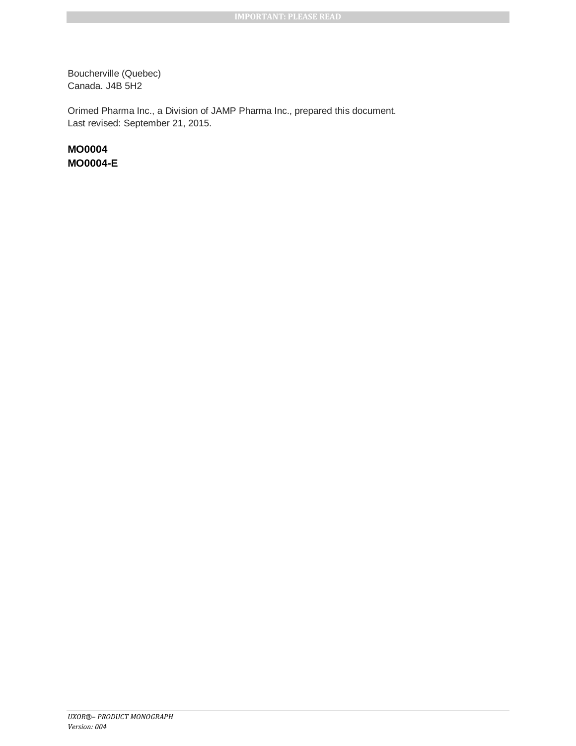Boucherville (Quebec)
Canada. J4B 5H2

Orimed Pharma Inc., a Division of JAMP Pharma Inc., prepared this document.
Last revised: September 21, 2015.

**MO0004**
**MO0004-E**